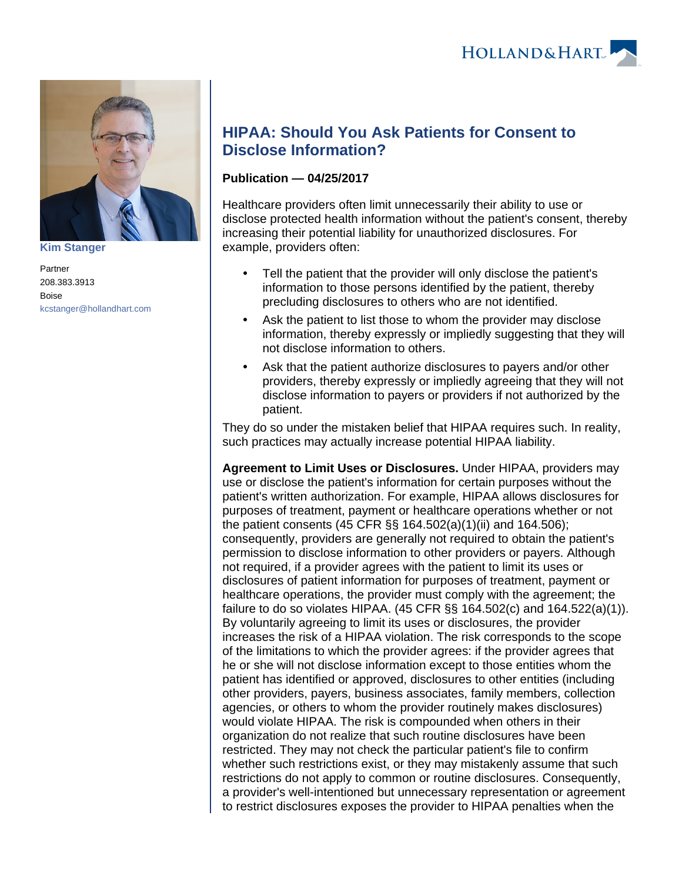Kim Stanger

Partner
208.383.3913
Boise
kcstanger@hollandhart.com

# HIPAA: Should You Ask Patients for Consent to Disclose Information?

**Publication — 04/25/2017**

Healthcare providers often limit unnecessarily their ability to use or disclose protected health information without the patient's consent, thereby increasing their potential liability for unauthorized disclosures. For example, providers often:

- Tell the patient that the provider will only disclose the patient's information to those persons identified by the patient, thereby precluding disclosures to others who are not identified.
- Ask the patient to list those to whom the provider may disclose information, thereby expressly or impliedly suggesting that they will not disclose information to others.
- Ask that the patient authorize disclosures to payers and/or other providers, thereby expressly or impliedly agreeing that they will not disclose information to payers or providers if not authorized by the patient.

They do so under the mistaken belief that HIPAA requires such. In reality, such practices may actually increase potential HIPAA liability.

**Agreement to Limit Uses or Disclosures.** Under HIPAA, providers may use or disclose the patient's information for certain purposes without the patient's written authorization. For example, HIPAA allows disclosures for purposes of treatment, payment or healthcare operations whether or not the patient consents (45 CFR §§ 164.502(a)(1)(ii) and 164.506); consequently, providers are generally not required to obtain the patient's permission to disclose information to other providers or payers. Although not required, if a provider agrees with the patient to limit its uses or disclosures of patient information for purposes of treatment, payment or healthcare operations, the provider must comply with the agreement; the failure to do so violates HIPAA. (45 CFR §§ 164.502(c) and 164.522(a)(1)). By voluntarily agreeing to limit its uses or disclosures, the provider increases the risk of a HIPAA violation. The risk corresponds to the scope of the limitations to which the provider agrees: if the provider agrees that he or she will not disclose information except to those entities whom the patient has identified or approved, disclosures to other entities (including other providers, payers, business associates, family members, collection agencies, or others to whom the provider routinely makes disclosures) would violate HIPAA. The risk is compounded when others in their organization do not realize that such routine disclosures have been restricted. They may not check the particular patient's file to confirm whether such restrictions exist, or they may mistakenly assume that such restrictions do not apply to common or routine disclosures. Consequently, a provider's well-intentioned but unnecessary representation or agreement to restrict disclosures exposes the provider to HIPAA penalties when the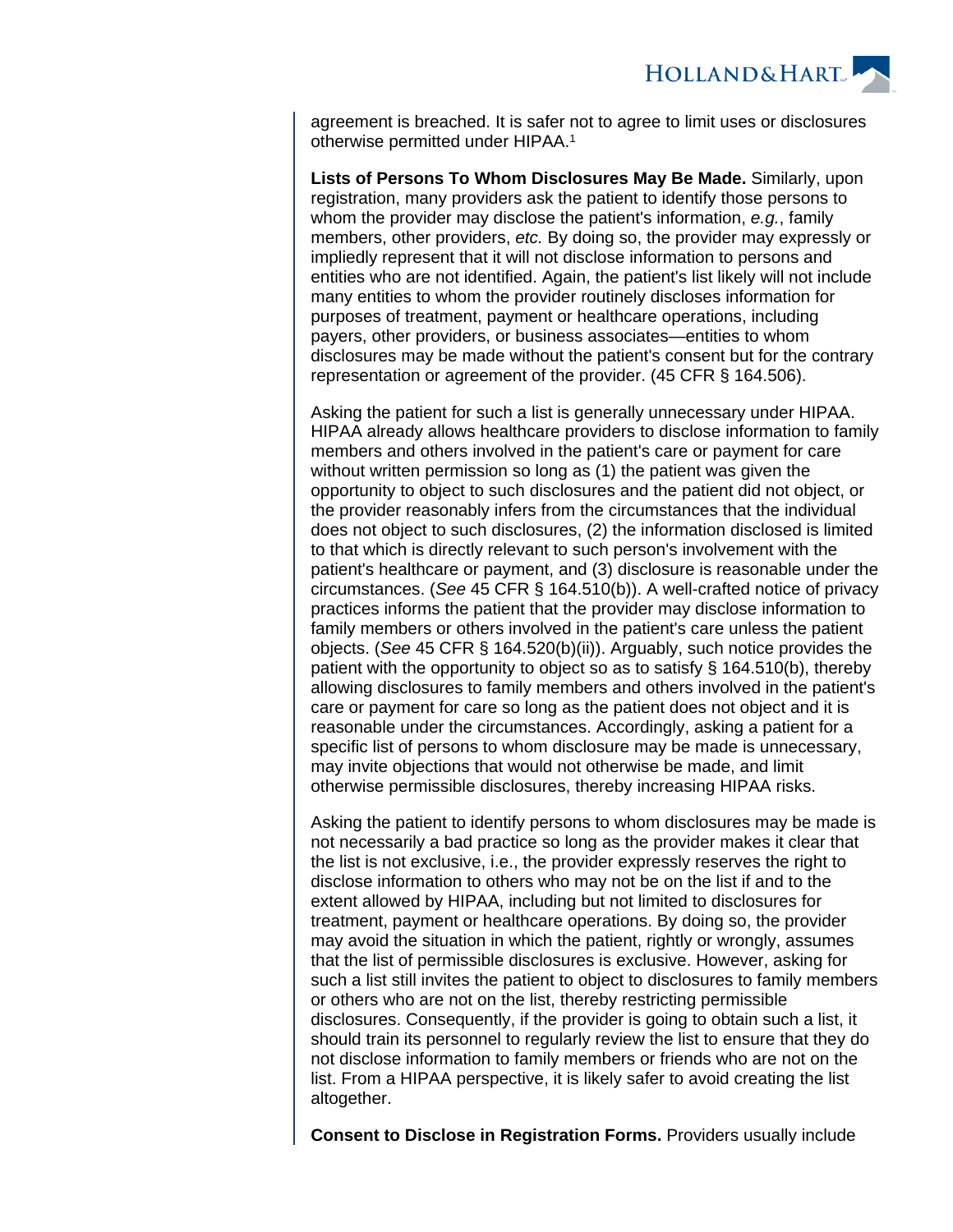agreement is breached. It is safer not to agree to limit uses or disclosures otherwise permitted under HIPAA.[1]

**Lists of Persons To Whom Disclosures May Be Made.** Similarly, upon registration, many providers ask the patient to identify those persons to whom the provider may disclose the patient's information, *e.g.*, family members, other providers, *etc.* By doing so, the provider may expressly or impliedly represent that it will not disclose information to persons and entities who are not identified. Again, the patient's list likely will not include many entities to whom the provider routinely discloses information for purposes of treatment, payment or healthcare operations, including payers, other providers, or business associates—entities to whom disclosures may be made without the patient's consent but for the contrary representation or agreement of the provider. (45 CFR § 164.506).

Asking the patient for such a list is generally unnecessary under HIPAA. HIPAA already allows healthcare providers to disclose information to family members and others involved in the patient's care or payment for care without written permission so long as (1) the patient was given the opportunity to object to such disclosures and the patient did not object, or the provider reasonably infers from the circumstances that the individual does not object to such disclosures, (2) the information disclosed is limited to that which is directly relevant to such person's involvement with the patient's healthcare or payment, and (3) disclosure is reasonable under the circumstances. (*See* 45 CFR § 164.510(b)). A well-crafted notice of privacy practices informs the patient that the provider may disclose information to family members or others involved in the patient's care unless the patient objects. (*See* 45 CFR § 164.520(b)(ii)). Arguably, such notice provides the patient with the opportunity to object so as to satisfy § 164.510(b), thereby allowing disclosures to family members and others involved in the patient's care or payment for care so long as the patient does not object and it is reasonable under the circumstances. Accordingly, asking a patient for a specific list of persons to whom disclosure may be made is unnecessary, may invite objections that would not otherwise be made, and limit otherwise permissible disclosures, thereby increasing HIPAA risks.

Asking the patient to identify persons to whom disclosures may be made is not necessarily a bad practice so long as the provider makes it clear that the list is not exclusive, i.e., the provider expressly reserves the right to disclose information to others who may not be on the list if and to the extent allowed by HIPAA, including but not limited to disclosures for treatment, payment or healthcare operations. By doing so, the provider may avoid the situation in which the patient, rightly or wrongly, assumes that the list of permissible disclosures is exclusive. However, asking for such a list still invites the patient to object to disclosures to family members or others who are not on the list, thereby restricting permissible disclosures. Consequently, if the provider is going to obtain such a list, it should train its personnel to regularly review the list to ensure that they do not disclose information to family members or friends who are not on the list. From a HIPAA perspective, it is likely safer to avoid creating the list altogether.

**Consent to Disclose in Registration Forms.** Providers usually include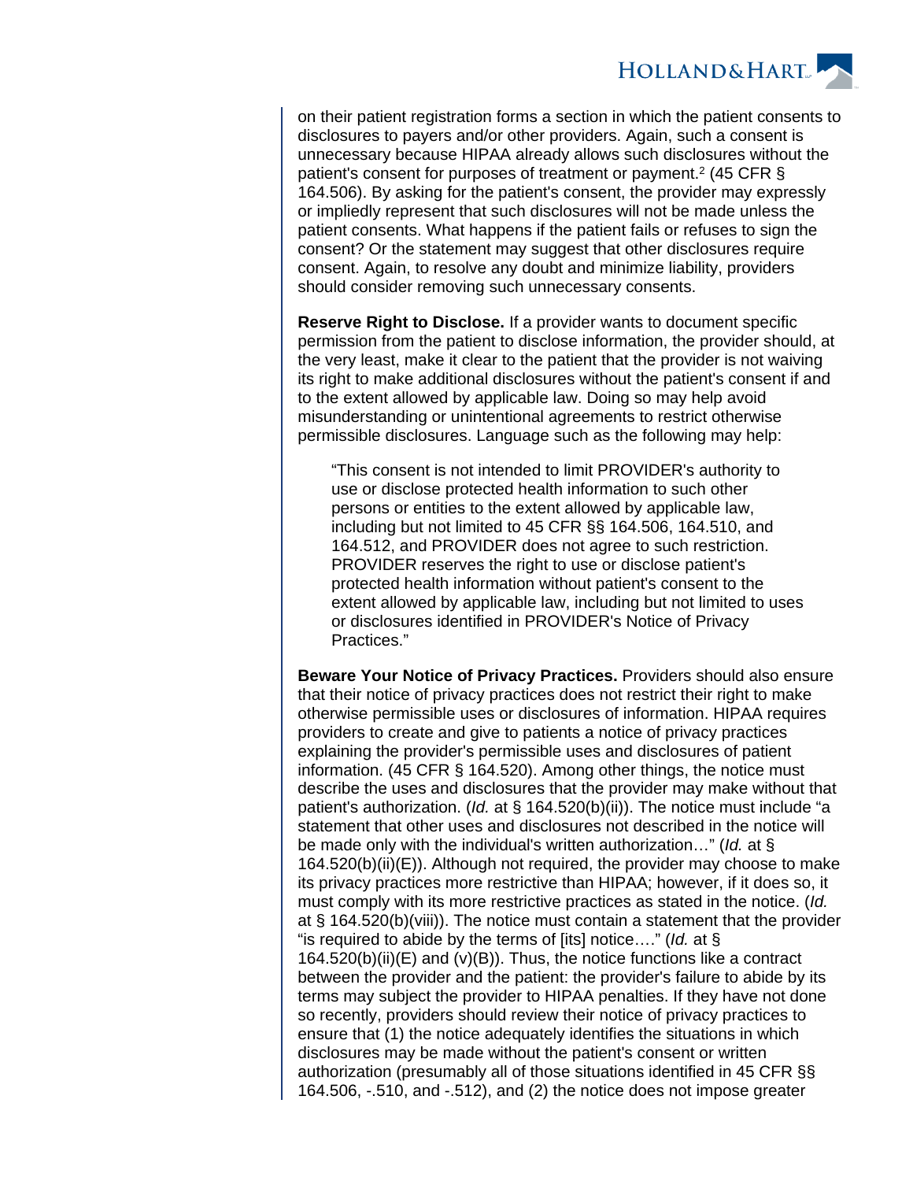on their patient registration forms a section in which the patient consents to disclosures to payers and/or other providers. Again, such a consent is unnecessary because HIPAA already allows such disclosures without the patient's consent for purposes of treatment or payment.[2] (45 CFR § 164.506). By asking for the patient's consent, the provider may expressly or impliedly represent that such disclosures will not be made unless the patient consents. What happens if the patient fails or refuses to sign the consent? Or the statement may suggest that other disclosures require consent. Again, to resolve any doubt and minimize liability, providers should consider removing such unnecessary consents.

**Reserve Right to Disclose.** If a provider wants to document specific permission from the patient to disclose information, the provider should, at the very least, make it clear to the patient that the provider is not waiving its right to make additional disclosures without the patient's consent if and to the extent allowed by applicable law. Doing so may help avoid misunderstanding or unintentional agreements to restrict otherwise permissible disclosures. Language such as the following may help:

> "This consent is not intended to limit PROVIDER's authority to use or disclose protected health information to such other persons or entities to the extent allowed by applicable law, including but not limited to 45 CFR §§ 164.506, 164.510, and 164.512, and PROVIDER does not agree to such restriction. PROVIDER reserves the right to use or disclose patient's protected health information without patient's consent to the extent allowed by applicable law, including but not limited to uses or disclosures identified in PROVIDER's Notice of Privacy Practices."

**Beware Your Notice of Privacy Practices.** Providers should also ensure that their notice of privacy practices does not restrict their right to make otherwise permissible uses or disclosures of information. HIPAA requires providers to create and give to patients a notice of privacy practices explaining the provider's permissible uses and disclosures of patient information. (45 CFR § 164.520). Among other things, the notice must describe the uses and disclosures that the provider may make without that patient's authorization. (*Id.* at § 164.520(b)(ii)). The notice must include "a statement that other uses and disclosures not described in the notice will be made only with the individual's written authorization…" (*Id.* at § 164.520(b)(ii)(E)). Although not required, the provider may choose to make its privacy practices more restrictive than HIPAA; however, if it does so, it must comply with its more restrictive practices as stated in the notice. (*Id.* at § 164.520(b)(viii)). The notice must contain a statement that the provider "is required to abide by the terms of [its] notice…." (*Id.* at § 164.520(b)(ii)(E) and (v)(B)). Thus, the notice functions like a contract between the provider and the patient: the provider's failure to abide by its terms may subject the provider to HIPAA penalties. If they have not done so recently, providers should review their notice of privacy practices to ensure that (1) the notice adequately identifies the situations in which disclosures may be made without the patient's consent or written authorization (presumably all of those situations identified in 45 CFR §§ 164.506, -.510, and -.512), and (2) the notice does not impose greater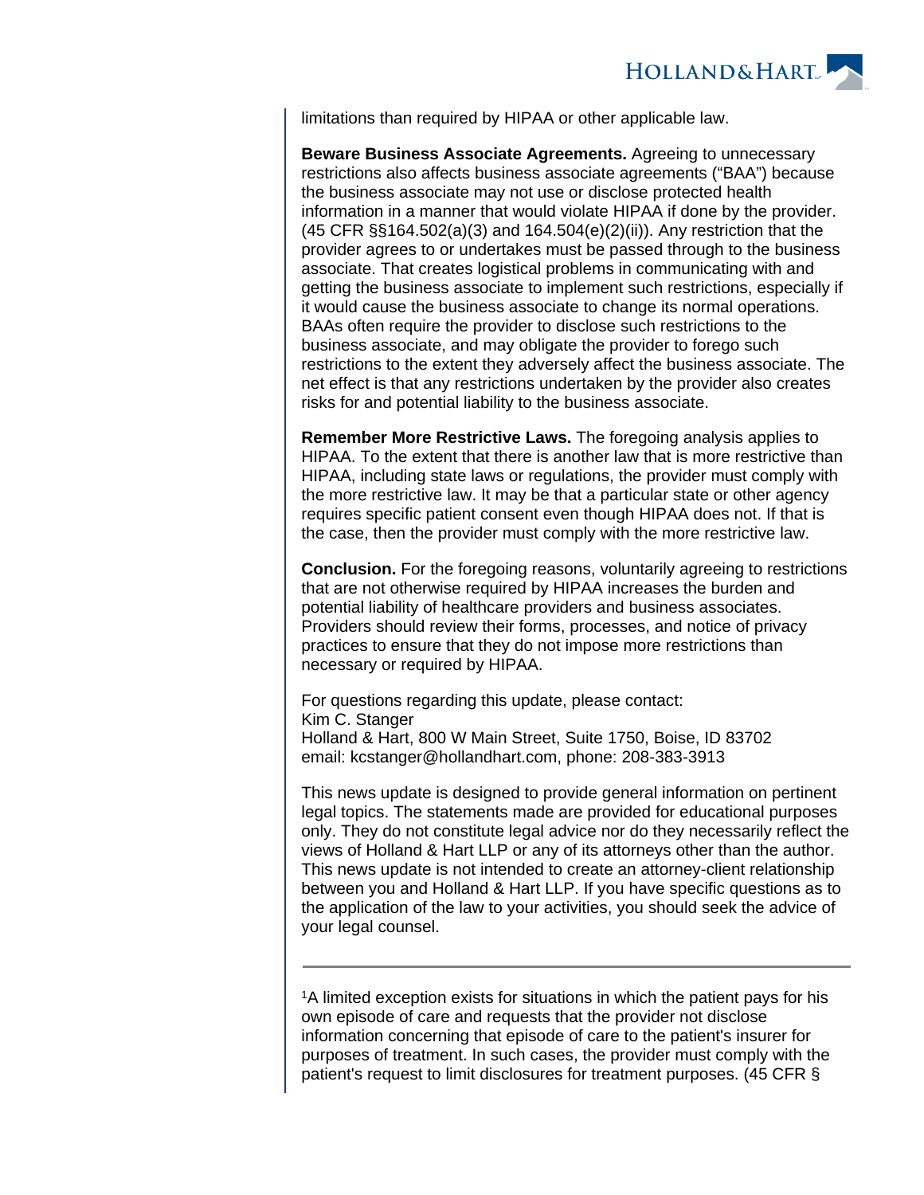limitations than required by HIPAA or other applicable law.

**Beware Business Associate Agreements.** Agreeing to unnecessary restrictions also affects business associate agreements ("BAA") because the business associate may not use or disclose protected health information in a manner that would violate HIPAA if done by the provider. (45 CFR §§164.502(a)(3) and 164.504(e)(2)(ii)). Any restriction that the provider agrees to or undertakes must be passed through to the business associate. That creates logistical problems in communicating with and getting the business associate to implement such restrictions, especially if it would cause the business associate to change its normal operations. BAAs often require the provider to disclose such restrictions to the business associate, and may obligate the provider to forego such restrictions to the extent they adversely affect the business associate. The net effect is that any restrictions undertaken by the provider also creates risks for and potential liability to the business associate.

**Remember More Restrictive Laws.** The foregoing analysis applies to HIPAA. To the extent that there is another law that is more restrictive than HIPAA, including state laws or regulations, the provider must comply with the more restrictive law. It may be that a particular state or other agency requires specific patient consent even though HIPAA does not. If that is the case, then the provider must comply with the more restrictive law.

**Conclusion.** For the foregoing reasons, voluntarily agreeing to restrictions that are not otherwise required by HIPAA increases the burden and potential liability of healthcare providers and business associates. Providers should review their forms, processes, and notice of privacy practices to ensure that they do not impose more restrictions than necessary or required by HIPAA.

For questions regarding this update, please contact:
Kim C. Stanger
Holland & Hart, 800 W Main Street, Suite 1750, Boise, ID 83702
email: kcstanger@hollandhart.com, phone: 208-383-3913

This news update is designed to provide general information on pertinent legal topics. The statements made are provided for educational purposes only. They do not constitute legal advice nor do they necessarily reflect the views of Holland & Hart LLP or any of its attorneys other than the author. This news update is not intended to create an attorney-client relationship between you and Holland & Hart LLP. If you have specific questions as to the application of the law to your activities, you should seek the advice of your legal counsel.

---

[1]A limited exception exists for situations in which the patient pays for his own episode of care and requests that the provider not disclose information concerning that episode of care to the patient's insurer for purposes of treatment. In such cases, the provider must comply with the patient's request to limit disclosures for treatment purposes. (45 CFR §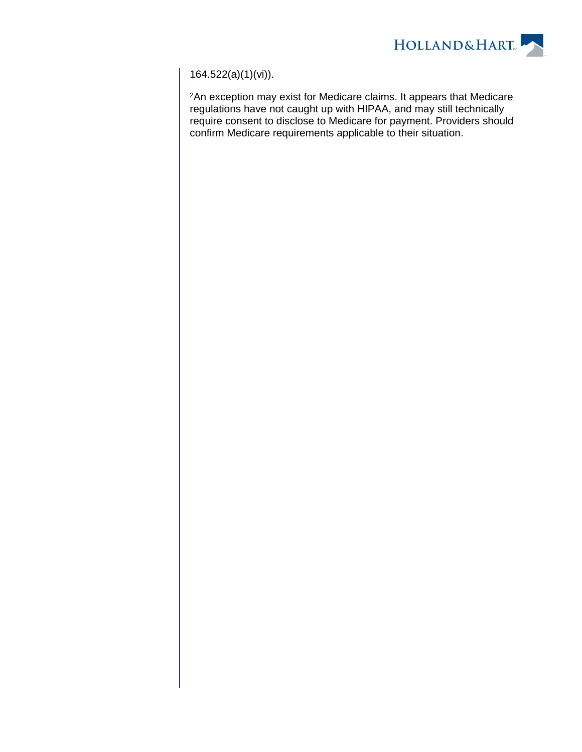164.522(a)(1)(vi)).

[2]An exception may exist for Medicare claims. It appears that Medicare regulations have not caught up with HIPAA, and may still technically require consent to disclose to Medicare for payment. Providers should confirm Medicare requirements applicable to their situation.